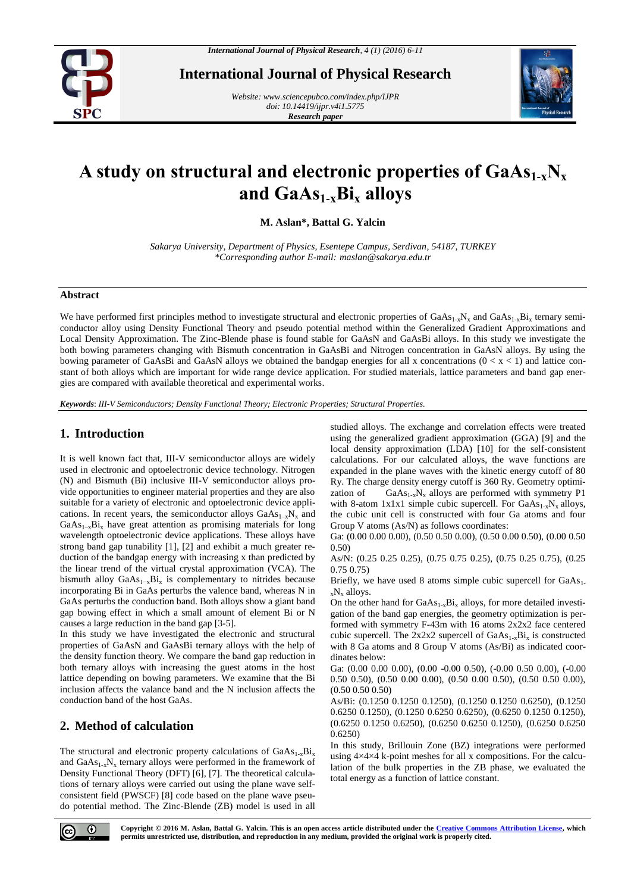# A study on structural and electronic properties of $GaAs_{1-x}N_x$ and $GaAs_{1-x}Bi_x$ alloys

**M. Aslan\*, Battal G. Yalcin**

*Sakarya University, Department of Physics, Esentepe Campus, Serdivan, 54187, TURKEY*
*\*Corresponding author E-mail: maslan@sakarya.edu.tr*

## Abstract

We have performed first principles method to investigate structural and electronic properties of $GaAs_{1-x}N_x$ and $GaAs_{1-x}Bi_x$ ternary semiconductor alloy using Density Functional Theory and pseudo potential method within the Generalized Gradient Approximations and Local Density Approximation. The Zinc-Blende phase is found stable for GaAsN and GaAsBi alloys. In this study we investigate the both bowing parameters changing with Bismuth concentration in GaAsBi and Nitrogen concentration in GaAsN alloys. By using the bowing parameter of GaAsBi and GaAsN alloys we obtained the bandgap energies for all x concentrations ($0 < x < 1$) and lattice constant of both alloys which are important for wide range device application. For studied materials, lattice parameters and band gap energies are compared with available theoretical and experimental works.

***Keywords***: *III-V Semiconductors; Density Functional Theory; Electronic Properties; Structural Properties.*

## 1. Introduction

It is well known fact that, III-V semiconductor alloys are widely used in electronic and optoelectronic device technology. Nitrogen (N) and Bismuth (Bi) inclusive III-V semiconductor alloys provide opportunities to engineer material properties and they are also suitable for a variety of electronic and optoelectronic device applications. In recent years, the semiconductor alloys $GaAs_{1-x}N_x$ and $GaAs_{1-x}Bi_x$ have great attention as promising materials for long wavelength optoelectronic device applications. These alloys have strong band gap tunability [1], [2] and exhibit a much greater reduction of the bandgap energy with increasing x than predicted by the linear trend of the virtual crystal approximation (VCA). The bismuth alloy $GaAs_{1-x}Bi_x$ is complementary to nitrides because incorporating Bi in GaAs perturbs the valence band, whereas N in GaAs perturbs the conduction band. Both alloys show a giant band gap bowing effect in which a small amount of element Bi or N causes a large reduction in the band gap [3-5].

In this study we have investigated the electronic and structural properties of GaAsN and GaAsBi ternary alloys with the help of the density function theory. We compare the band gap reduction in both ternary alloys with increasing the guest atoms in the host lattice depending on bowing parameters. We examine that the Bi inclusion affects the valance band and the N inclusion affects the conduction band of the host GaAs.

## 2. Method of calculation

The structural and electronic property calculations of $GaAs_{1-x}Bi_x$ and $GaAs_{1-x}N_x$ ternary alloys were performed in the framework of Density Functional Theory (DFT) [6], [7]. The theoretical calculations of ternary alloys were carried out using the plane wave self-consistent field (PWSCF) [8] code based on the plane wave pseudo potential method. The Zinc-Blende (ZB) model is used in all studied alloys. The exchange and correlation effects were treated using the generalized gradient approximation (GGA) [9] and the local density approximation (LDA) [10] for the self-consistent calculations. For our calculated alloys, the wave functions are expanded in the plane waves with the kinetic energy cutoff of 80 Ry. The charge density energy cutoff is 360 Ry. Geometry optimization of $GaAs_{1-x}N_x$ alloys are performed with symmetry P1 with 8-atom 1x1x1 simple cubic supercell. For $GaAs_{1-x}N_x$ alloys, the cubic unit cell is constructed with four Ga atoms and four Group V atoms (As/N) as follows coordinates:

Ga: (0.00 0.00 0.00), (0.50 0.50 0.00), (0.50 0.00 0.50), (0.00 0.50 0.50)

As/N: (0.25 0.25 0.25), (0.75 0.75 0.25), (0.75 0.25 0.75), (0.25 0.75 0.75)

Briefly, we have used 8 atoms simple cubic supercell for $GaAs_{1-x}N_x$ alloys.

On the other hand for $GaAs_{1-x}Bi_x$ alloys, for more detailed investigation of the band gap energies, the geometry optimization is performed with symmetry F-43m with 16 atoms 2x2x2 face centered cubic supercell. The 2x2x2 supercell of $GaAs_{1-x}Bi_x$ is constructed with 8 Ga atoms and 8 Group V atoms (As/Bi) as indicated coordinates below:

Ga: (0.00 0.00 0.00), (0.00 -0.00 0.50), (-0.00 0.50 0.00), (-0.00 0.50 0.50), (0.50 0.00 0.00), (0.50 0.00 0.50), (0.50 0.50 0.00), (0.50 0.50 0.50)

As/Bi: (0.1250 0.1250 0.1250), (0.1250 0.1250 0.6250), (0.1250 0.6250 0.1250), (0.1250 0.6250 0.6250), (0.6250 0.1250 0.1250), (0.6250 0.1250 0.6250), (0.6250 0.6250 0.1250), (0.6250 0.6250 0.6250)

In this study, Brillouin Zone (BZ) integrations were performed using 4×4×4 k-point meshes for all x compositions. For the calculation of the bulk properties in the ZB phase, we evaluated the total energy as a function of lattice constant.

**Copyright © 2016 M. Aslan, Battal G. Yalcin. This is an open access article distributed under the Creative Commons Attribution License, which permits unrestricted use, distribution, and reproduction in any medium, provided the original work is properly cited.**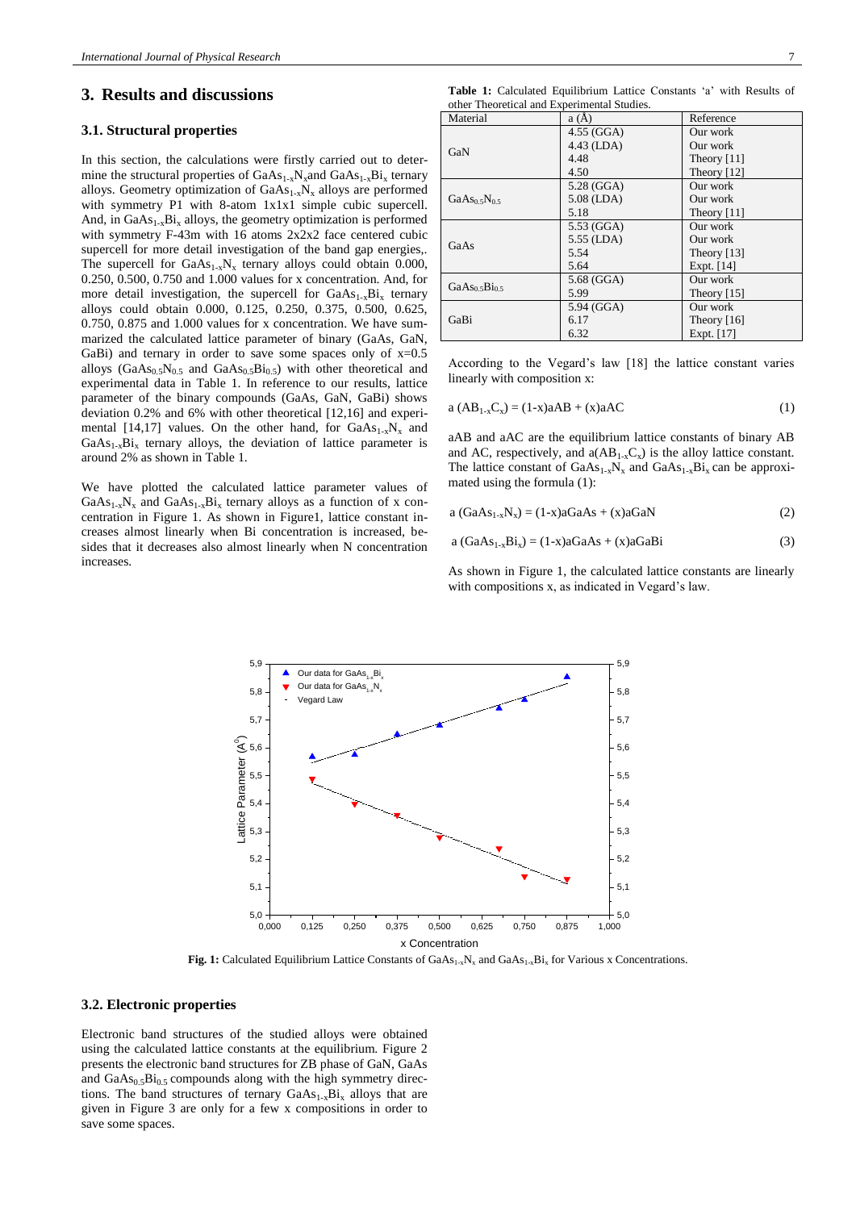## 3. Results and discussions

### 3.1. Structural properties

In this section, the calculations were firstly carried out to determine the structural properties of $GaAs_{1-x}N_x$ and $GaAs_{1-x}Bi_x$ ternary alloys. Geometry optimization of $GaAs_{1-x}N_x$ alloys are performed with symmetry P1 with 8-atom 1x1x1 simple cubic supercell. And, in $GaAs_{1-x}Bi_x$ alloys, the geometry optimization is performed with symmetry F-43m with 16 atoms 2x2x2 face centered cubic supercell for more detail investigation of the band gap energies,. The supercell for $GaAs_{1-x}N_x$ ternary alloys could obtain 0.000, 0.250, 0.500, 0.750 and 1.000 values for x concentration. And, for more detail investigation, the supercell for $GaAs_{1-x}Bi_x$ ternary alloys could obtain 0.000, 0.125, 0.250, 0.375, 0.500, 0.625, 0.750, 0.875 and 1.000 values for x concentration. We have summarized the calculated lattice parameter of binary (GaAs, GaN, GaBi) and ternary in order to save some spaces only of x=0.5 alloys ($GaAs_{0.5}N_{0.5}$ and $GaAs_{0.5}Bi_{0.5}$) with other theoretical and experimental data in Table 1. In reference to our results, lattice parameter of the binary compounds (GaAs, GaN, GaBi) shows deviation 0.2% and 6% with other theoretical [12,16] and experimental [14,17] values. On the other hand, for $GaAs_{1-x}N_x$ and $GaAs_{1-x}Bi_x$ ternary alloys, the deviation of lattice parameter is around 2% as shown in Table 1.

We have plotted the calculated lattice parameter values of $GaAs_{1-x}N_x$ and $GaAs_{1-x}Bi_x$ ternary alloys as a function of x concentration in Figure 1. As shown in Figure1, lattice constant increases almost linearly when Bi concentration is increased, besides that it decreases also almost linearly when N concentration increases.

**Table 1:** Calculated Equilibrium Lattice Constants 'a' with Results of other Theoretical and Experimental Studies.

| Material | a (Å) | Reference |
|---|---|---|
| GaN | 4.55 (GGA) | Our work |
| | 4.43 (LDA) | Our work |
| | 4.48 | Theory [11] |
| | 4.50 | Theory [12] |
| $GaAs_{0.5}N_{0.5}$ | 5.28 (GGA) | Our work |
| | 5.08 (LDA) | Our work |
| | 5.18 | Theory [11] |
| GaAs | 5.53 (GGA) | Our work |
| | 5.55 (LDA) | Our work |
| | 5.54 | Theory [13] |
| | 5.64 | Expt. [14] |
| $GaAs_{0.5}Bi_{0.5}$ | 5.68 (GGA) | Our work |
| | 5.99 | Theory [15] |
| GaBi | 5.94 (GGA) | Our work |
| | 6.17 | Theory [16] |
| | 6.32 | Expt. [17] |

According to the Vegard's law [18] the lattice constant varies linearly with composition x:

$$a\,(AB_{1-x}C_x) = (1-x)aAB + (x)aAC \tag{1}$$

aAB and aAC are the equilibrium lattice constants of binary AB and AC, respectively, and $a(AB_{1-x}C_x)$ is the alloy lattice constant. The lattice constant of $GaAs_{1-x}N_x$ and $GaAs_{1-x}Bi_x$ can be approximated using the formula (1):

$$a\,(GaAs_{1-x}N_x) = (1-x)aGaAs + (x)aGaN \tag{2}$$

$$a\,(GaAs_{1-x}Bi_x) = (1-x)aGaAs + (x)aGaBi \tag{3}$$

As shown in Figure 1, the calculated lattice constants are linearly with compositions x, as indicated in Vegard's law.

**Fig. 1:** Calculated Equilibrium Lattice Constants of $GaAs_{1-x}N_x$ and $GaAs_{1-x}Bi_x$ for Various x Concentrations.

### 3.2. Electronic properties

Electronic band structures of the studied alloys were obtained using the calculated lattice constants at the equilibrium. Figure 2 presents the electronic band structures for ZB phase of GaN, GaAs and $GaAs_{0.5}Bi_{0.5}$ compounds along with the high symmetry directions. The band structures of ternary $GaAs_{1-x}Bi_x$ alloys that are given in Figure 3 are only for a few x compositions in order to save some spaces.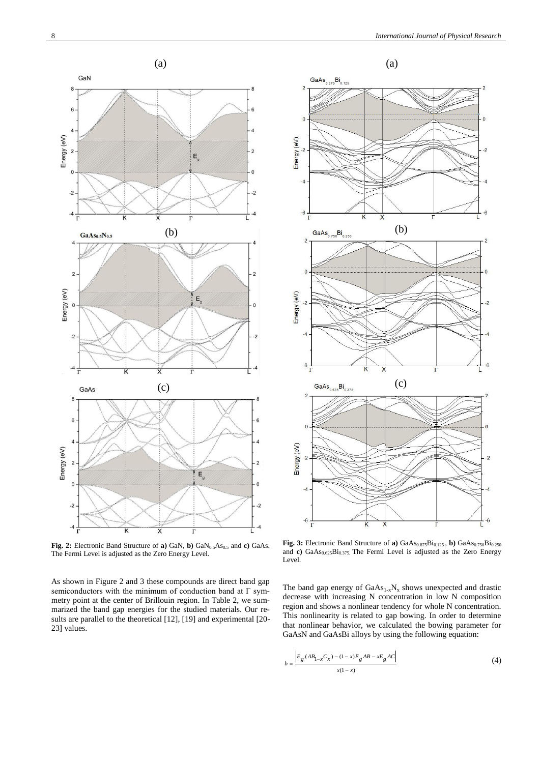**Fig. 2:** Electronic Band Structure of **a)** GaN, **b)** $GaN_{0.5}As_{0.5}$ and **c)** GaAs. The Fermi Level is adjusted as the Zero Energy Level.

**Fig. 3:** Electronic Band Structure of **a)** $GaAs_{0.875}Bi_{0.125}$, **b)** $GaAs_{0.750}Bi_{0.250}$ and **c)** $GaAs_{0.625}Bi_{0.375}$. The Fermi Level is adjusted as the Zero Energy Level.

As shown in Figure 2 and 3 these compounds are direct band gap semiconductors with the minimum of conduction band at Γ symmetry point at the center of Brillouin region. In Table 2, we summarized the band gap energies for the studied materials. Our results are parallel to the theoretical [12], [19] and experimental [20-23] values.

The band gap energy of $GaAs_{1-x}N_x$ shows unexpected and drastic decrease with increasing N concentration in low N composition region and shows a nonlinear tendency for whole N concentration. This nonlinearity is related to gap bowing. In order to determine that nonlinear behavior, we calculated the bowing parameter for GaAsN and GaAsBi alloys by using the following equation:

$$b = \frac{\left| E_g(AB_{1-x}C_x) - (1-x)E_g AB - xE_g AC \right|}{x(1-x)} \tag{4}$$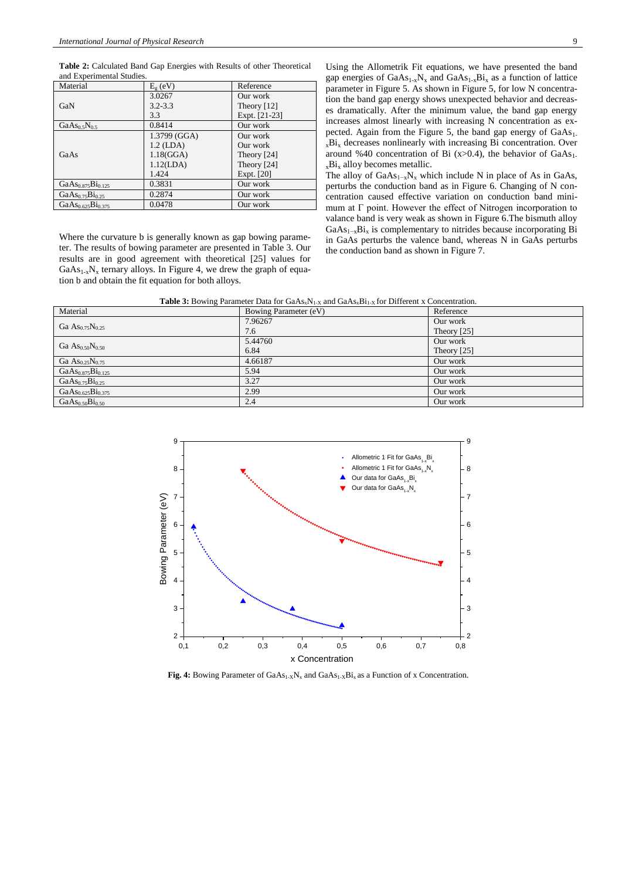**Table 2:** Calculated Band Gap Energies with Results of other Theoretical and Experimental Studies.

| Material | $E_g$ (eV) | Reference |
|---|---|---|
| GaN | 3.0267 | Our work |
| | 3.2-3.3 | Theory [12] |
| | 3.3 | Expt. [21-23] |
| $GaAs_{0.5}N_{0.5}$ | 0.8414 | Our work |
| GaAs | 1.3799 (GGA) | Our work |
| | 1.2 (LDA) | Our work |
| | 1.18(GGA) | Theory [24] |
| | 1.12(LDA) | Theory [24] |
| | 1.424 | Expt. [20] |
| $GaAs_{0.875}Bi_{0.125}$ | 0.3831 | Our work |
| $GaAs_{0.75}Bi_{0.25}$ | 0.2874 | Our work |
| $GaAs_{0.625}Bi_{0.375}$ | 0.0478 | Our work |

Where the curvature b is generally known as gap bowing parameter. The results of bowing parameter are presented in Table 3. Our results are in good agreement with theoretical [25] values for $GaAs_{1-x}N_x$ ternary alloys. In Figure 4, we drew the graph of equation b and obtain the fit equation for both alloys.

Using the Allometrik Fit equations, we have presented the band gap energies of $GaAs_{1-x}N_x$ and $GaAs_{1-x}Bi_x$ as a function of lattice parameter in Figure 5. As shown in Figure 5, for low N concentration the band gap energy shows unexpected behavior and decreases dramatically. After the minimum value, the band gap energy increases almost linearly with increasing N concentration as expected. Again from the Figure 5, the band gap energy of $GaAs_{1-x}Bi_x$ decreases nonlinearly with increasing Bi concentration. Over around %40 concentration of Bi (x>0.4), the behavior of $GaAs_{1-x}Bi_x$ alloy becomes metallic.

The alloy of $GaAs_{1-x}N_x$ which include N in place of As in GaAs, perturbs the conduction band as in Figure 6. Changing of N concentration caused effective variation on conduction band minimum at Γ point. However the effect of Nitrogen incorporation to valance band is very weak as shown in Figure 6.The bismuth alloy $GaAs_{1-x}Bi_x$ is complementary to nitrides because incorporating Bi in GaAs perturbs the valence band, whereas N in GaAs perturbs the conduction band as shown in Figure 7.

**Table 3:** Bowing Parameter Data for $GaAs_xN_{1-X}$ and $GaAs_xBi_{1-X}$ for Different x Concentration.

| Material | Bowing Parameter (eV) | Reference |
|---|---|---|
| $Ga\ As_{0.75}N_{0.25}$ | 7.96267 | Our work |
| | 7.6 | Theory [25] |
| $Ga\ As_{0.50}N_{0.50}$ | 5.44760 | Our work |
| | 6.84 | Theory [25] |
| $Ga\ As_{0.25}N_{0.75}$ | 4.66187 | Our work |
| $GaAs_{0.875}Bi_{0.125}$ | 5.94 | Our work |
| $GaAs_{0.75}Bi_{0.25}$ | 3.27 | Our work |
| $GaAs_{0.625}Bi_{0.375}$ | 2.99 | Our work |
| $GaAs_{0.50}Bi_{0.50}$ | 2.4 | Our work |

**Fig. 4:** Bowing Parameter of $GaAs_{1-X}N_x$ and $GaAs_{1-X}Bi_x$ as a Function of x Concentration.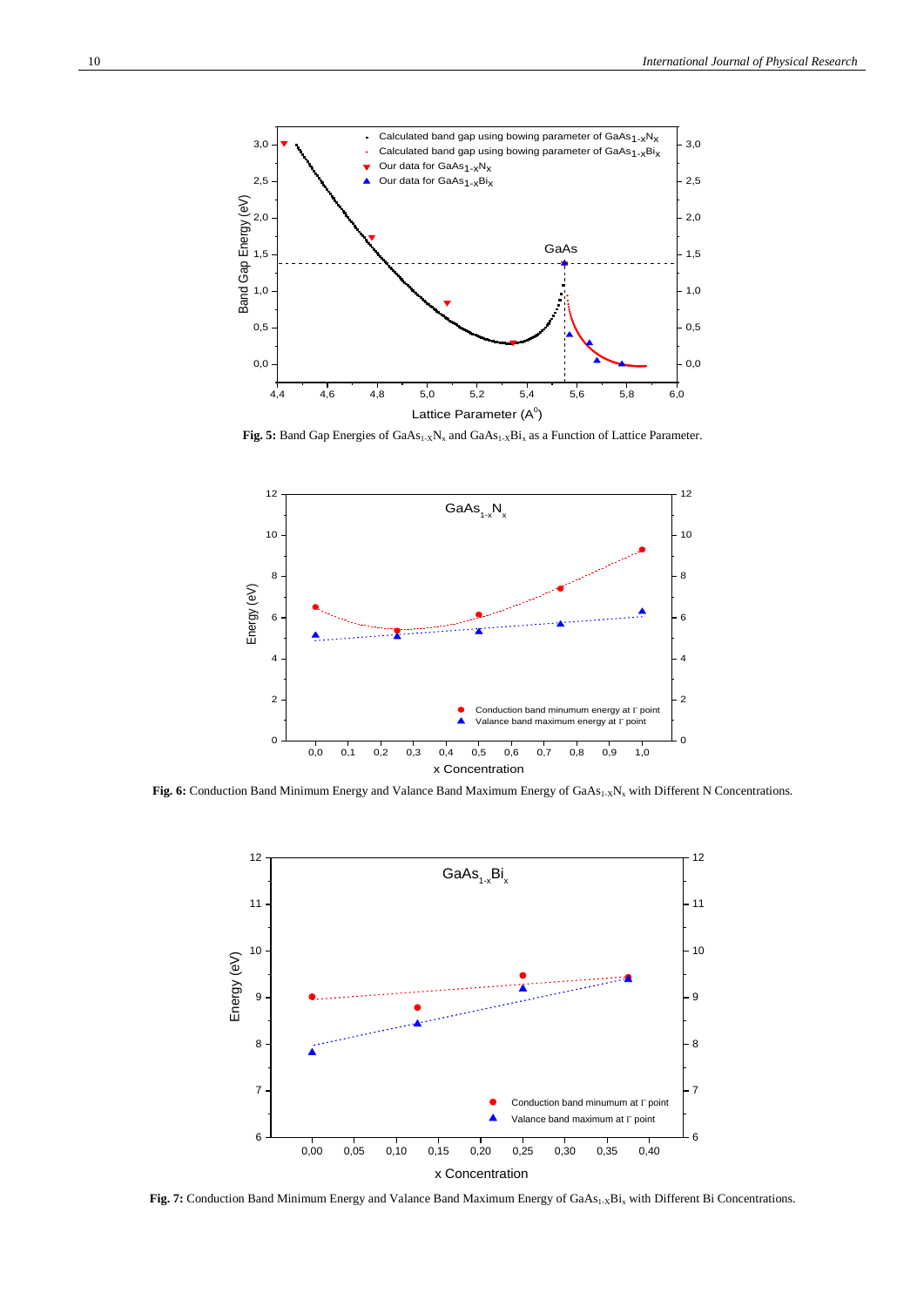**Fig. 5:** Band Gap Energies of $GaAs_{1-X}N_x$ and $GaAs_{1-X}Bi_x$ as a Function of Lattice Parameter.

**Fig. 6:** Conduction Band Minimum Energy and Valance Band Maximum Energy of $GaAs_{1-X}N_x$ with Different N Concentrations.

**Fig. 7:** Conduction Band Minimum Energy and Valance Band Maximum Energy of $GaAs_{1-X}Bi_x$ with Different Bi Concentrations.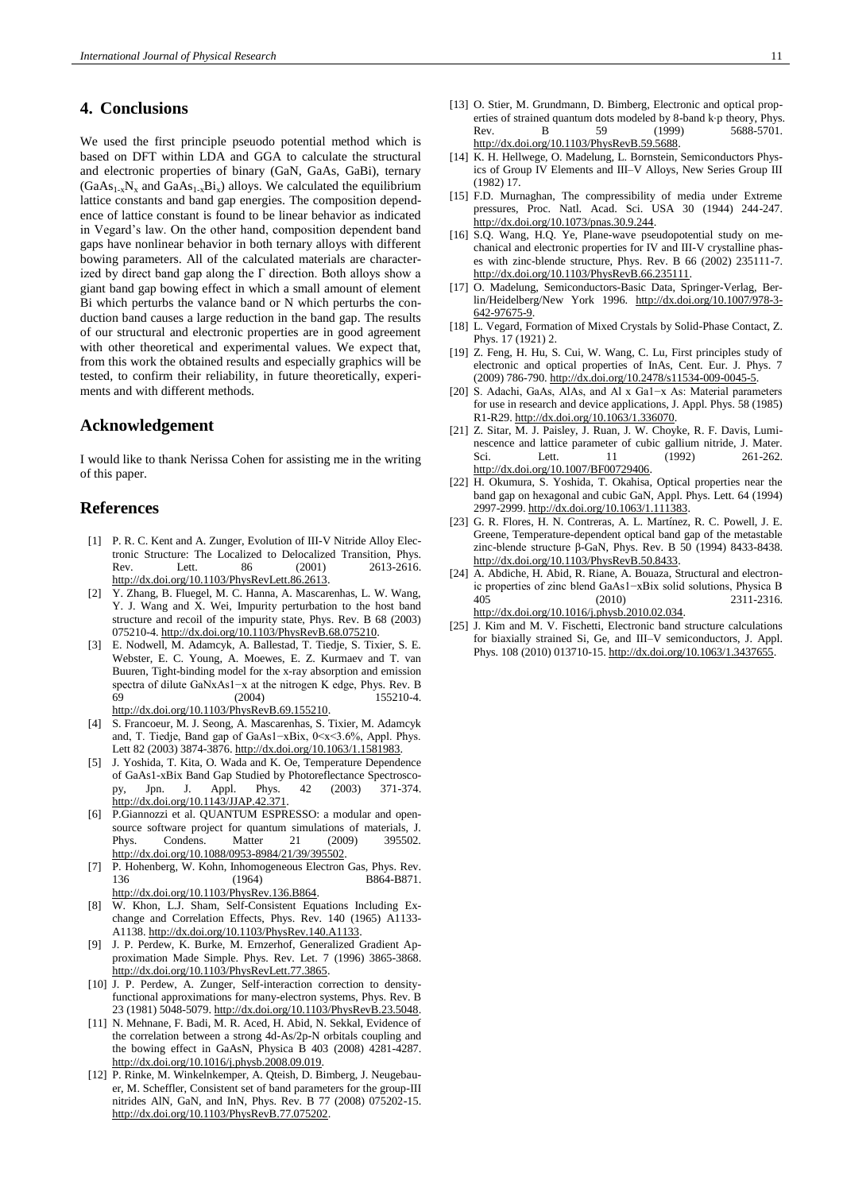## 4. Conclusions

We used the first principle pseuodo potential method which is based on DFT within LDA and GGA to calculate the structural and electronic properties of binary (GaN, GaAs, GaBi), ternary ($GaAs_{1-x}N_x$ and $GaAs_{1-x}Bi_x$) alloys. We calculated the equilibrium lattice constants and band gap energies. The composition dependence of lattice constant is found to be linear behavior as indicated in Vegard's law. On the other hand, composition dependent band gaps have nonlinear behavior in both ternary alloys with different bowing parameters. All of the calculated materials are characterized by direct band gap along the Γ direction. Both alloys show a giant band gap bowing effect in which a small amount of element Bi which perturbs the valance band or N which perturbs the conduction band causes a large reduction in the band gap. The results of our structural and electronic properties are in good agreement with other theoretical and experimental values. We expect that, from this work the obtained results and especially graphics will be tested, to confirm their reliability, in future theoretically, experiments and with different methods.

## Acknowledgement

I would like to thank Nerissa Cohen for assisting me in the writing of this paper.

## References

[1] P. R. C. Kent and A. Zunger, Evolution of III-V Nitride Alloy Electronic Structure: The Localized to Delocalized Transition, Phys. Rev. Lett. 86 (2001) 2613-2616. http://dx.doi.org/10.1103/PhysRevLett.86.2613.

[2] Y. Zhang, B. Fluegel, M. C. Hanna, A. Mascarenhas, L. W. Wang, Y. J. Wang and X. Wei, Impurity perturbation to the host band structure and recoil of the impurity state, Phys. Rev. B 68 (2003) 075210-4. http://dx.doi.org/10.1103/PhysRevB.68.075210.

[3] E. Nodwell, M. Adamcyk, A. Ballestad, T. Tiedje, S. Tixier, S. E. Webster, E. C. Young, A. Moewes, E. Z. Kurmaev and T. van Buuren, Tight-binding model for the x-ray absorption and emission spectra of dilute GaNxAs1−x at the nitrogen K edge, Phys. Rev. B 69 (2004) 155210-4. http://dx.doi.org/10.1103/PhysRevB.69.155210.

[4] S. Francoeur, M. J. Seong, A. Mascarenhas, S. Tixier, M. Adamcyk and, T. Tiedje, Band gap of GaAs1−xBix, 0<x<3.6%, Appl. Phys. Lett 82 (2003) 3874-3876. http://dx.doi.org/10.1063/1.1581983.

[5] J. Yoshida, T. Kita, O. Wada and K. Oe, Temperature Dependence of GaAs1-xBix Band Gap Studied by Photoreflectance Spectroscopy, Jpn. J. Appl. Phys. 42 (2003) 371-374. http://dx.doi.org/10.1143/JJAP.42.371.

[6] P.Giannozzi et al. QUANTUM ESPRESSO: a modular and open-source software project for quantum simulations of materials, J. Phys. Condens. Matter 21 (2009) 395502. http://dx.doi.org/10.1088/0953-8984/21/39/395502.

[7] P. Hohenberg, W. Kohn, Inhomogeneous Electron Gas, Phys. Rev. 136 (1964) B864-B871. http://dx.doi.org/10.1103/PhysRev.136.B864.

[8] W. Khon, L.J. Sham, Self-Consistent Equations Including Exchange and Correlation Effects, Phys. Rev. 140 (1965) A1133-A1138. http://dx.doi.org/10.1103/PhysRev.140.A1133.

[9] J. P. Perdew, K. Burke, M. Ernzerhof, Generalized Gradient Approximation Made Simple. Phys. Rev. Let. 7 (1996) 3865-3868. http://dx.doi.org/10.1103/PhysRevLett.77.3865.

[10] J. P. Perdew, A. Zunger, Self-interaction correction to density-functional approximations for many-electron systems, Phys. Rev. B 23 (1981) 5048-5079. http://dx.doi.org/10.1103/PhysRevB.23.5048.

[11] N. Mehnane, F. Badi, M. R. Aced, H. Abid, N. Sekkal, Evidence of the correlation between a strong 4d-As/2p-N orbitals coupling and the bowing effect in GaAsN, Physica B 403 (2008) 4281-4287. http://dx.doi.org/10.1016/j.physb.2008.09.019.

[12] P. Rinke, M. Winkelnkemper, A. Qteish, D. Bimberg, J. Neugebauer, M. Scheffler, Consistent set of band parameters for the group-III nitrides AlN, GaN, and InN, Phys. Rev. B 77 (2008) 075202-15. http://dx.doi.org/10.1103/PhysRevB.77.075202.

[13] O. Stier, M. Grundmann, D. Bimberg, Electronic and optical properties of strained quantum dots modeled by 8-band k·p theory, Phys. Rev. B 59 (1999) 5688-5701. http://dx.doi.org/10.1103/PhysRevB.59.5688.

[14] K. H. Hellwege, O. Madelung, L. Bornstein, Semiconductors Physics of Group IV Elements and III–V Alloys, New Series Group III (1982) 17.

[15] F.D. Murnaghan, The compressibility of media under Extreme pressures, Proc. Natl. Acad. Sci. USA 30 (1944) 244-247. http://dx.doi.org/10.1073/pnas.30.9.244.

[16] S.Q. Wang, H.Q. Ye, Plane-wave pseudopotential study on mechanical and electronic properties for IV and III-V crystalline phases with zinc-blende structure, Phys. Rev. B 66 (2002) 235111-7. http://dx.doi.org/10.1103/PhysRevB.66.235111.

[17] O. Madelung, Semiconductors-Basic Data, Springer-Verlag, Berlin/Heidelberg/New York 1996. http://dx.doi.org/10.1007/978-3-642-97675-9.

[18] L. Vegard, Formation of Mixed Crystals by Solid-Phase Contact, Z. Phys. 17 (1921) 2.

[19] Z. Feng, H. Hu, S. Cui, W. Wang, C. Lu, First principles study of electronic and optical properties of InAs, Cent. Eur. J. Phys. 7 (2009) 786-790. http://dx.doi.org/10.2478/s11534-009-0045-5.

[20] S. Adachi, GaAs, AlAs, and Al x Ga1−x As: Material parameters for use in research and device applications, J. Appl. Phys. 58 (1985) R1-R29. http://dx.doi.org/10.1063/1.336070.

[21] Z. Sitar, M. J. Paisley, J. Ruan, J. W. Choyke, R. F. Davis, Luminescence and lattice parameter of cubic gallium nitride, J. Mater. Sci. Lett. 11 (1992) 261-262. http://dx.doi.org/10.1007/BF00729406.

[22] H. Okumura, S. Yoshida, T. Okahisa, Optical properties near the band gap on hexagonal and cubic GaN, Appl. Phys. Lett. 64 (1994) 2997-2999. http://dx.doi.org/10.1063/1.111383.

[23] G. R. Flores, H. N. Contreras, A. L. Martínez, R. C. Powell, J. E. Greene, Temperature-dependent optical band gap of the metastable zinc-blende structure β-GaN, Phys. Rev. B 50 (1994) 8433-8438. http://dx.doi.org/10.1103/PhysRevB.50.8433.

[24] A. Abdiche, H. Abid, R. Riane, A. Bouaza, Structural and electronic properties of zinc blend GaAs1−xBix solid solutions, Physica B 405 (2010) 2311-2316. http://dx.doi.org/10.1016/j.physb.2010.02.034.

[25] J. Kim and M. V. Fischetti, Electronic band structure calculations for biaxially strained Si, Ge, and III–V semiconductors, J. Appl. Phys. 108 (2010) 013710-15. http://dx.doi.org/10.1063/1.3437655.